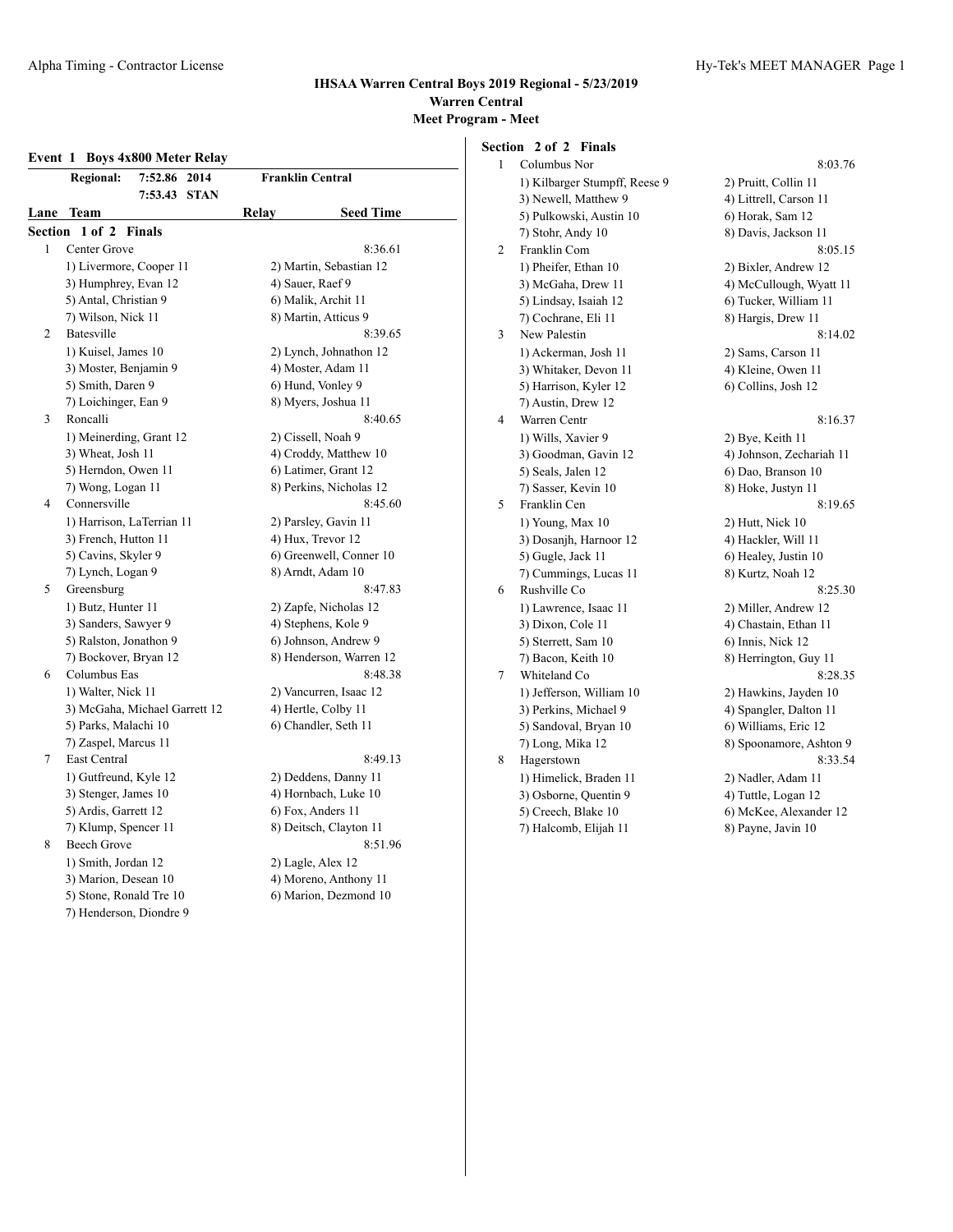# IHSAA Warren Central Boys 2019 Regional - 5/23/2019

## Warren Central

## Meet Program - Meet

### Event 1 Boys 4x800 Meter Relay

| | | | |
|---|---|---|---|
| Regional: | 7:52.86 | 2014 | Franklin Central |
| | 7:53.43 | STAN | |

| Lane | Team | Relay | Seed Time |
|---|---|---|---|

**Section 1 of 2 Finals**

| Lane | Team | | Seed Time |
|---|---|---|---|
| 1 | Center Grove | | 8:36.61 |
| | 1) Livermore, Cooper 11 | 2) Martin, Sebastian 12 | |
| | 3) Humphrey, Evan 12 | 4) Sauer, Raef 9 | |
| | 5) Antal, Christian 9 | 6) Malik, Archit 11 | |
| | 7) Wilson, Nick 11 | 8) Martin, Atticus 9 | |
| 2 | Batesville | | 8:39.65 |
| | 1) Kuisel, James 10 | 2) Lynch, Johnathon 12 | |
| | 3) Moster, Benjamin 9 | 4) Moster, Adam 11 | |
| | 5) Smith, Daren 9 | 6) Hund, Vonley 9 | |
| | 7) Loichinger, Ean 9 | 8) Myers, Joshua 11 | |
| 3 | Roncalli | | 8:40.65 |
| | 1) Meinerding, Grant 12 | 2) Cissell, Noah 9 | |
| | 3) Wheat, Josh 11 | 4) Croddy, Matthew 10 | |
| | 5) Herndon, Owen 11 | 6) Latimer, Grant 12 | |
| | 7) Wong, Logan 11 | 8) Perkins, Nicholas 12 | |
| 4 | Connersville | | 8:45.60 |
| | 1) Harrison, LaTerrian 11 | 2) Parsley, Gavin 11 | |
| | 3) French, Hutton 11 | 4) Hux, Trevor 12 | |
| | 5) Cavins, Skyler 9 | 6) Greenwell, Conner 10 | |
| | 7) Lynch, Logan 9 | 8) Arndt, Adam 10 | |
| 5 | Greensburg | | 8:47.83 |
| | 1) Butz, Hunter 11 | 2) Zapfe, Nicholas 12 | |
| | 3) Sanders, Sawyer 9 | 4) Stephens, Kole 9 | |
| | 5) Ralston, Jonathon 9 | 6) Johnson, Andrew 9 | |
| | 7) Bockover, Bryan 12 | 8) Henderson, Warren 12 | |
| 6 | Columbus Eas | | 8:48.38 |
| | 1) Walter, Nick 11 | 2) Vancurren, Isaac 12 | |
| | 3) McGaha, Michael Garrett 12 | 4) Hertle, Colby 11 | |
| | 5) Parks, Malachi 10 | 6) Chandler, Seth 11 | |
| | 7) Zaspel, Marcus 11 | | |
| 7 | East Central | | 8:49.13 |
| | 1) Gutfreund, Kyle 12 | 2) Deddens, Danny 11 | |
| | 3) Stenger, James 10 | 4) Hornbach, Luke 10 | |
| | 5) Ardis, Garrett 12 | 6) Fox, Anders 11 | |
| | 7) Klump, Spencer 11 | 8) Deitsch, Clayton 11 | |
| 8 | Beech Grove | | 8:51.96 |
| | 1) Smith, Jordan 12 | 2) Lagle, Alex 12 | |
| | 3) Marion, Desean 10 | 4) Moreno, Anthony 11 | |
| | 5) Stone, Ronald Tre 10 | 6) Marion, Dezmond 10 | |
| | 7) Henderson, Diondre 9 | | |

**Section 2 of 2 Finals**

| Lane | Team | | Seed Time |
|---|---|---|---|
| 1 | Columbus Nor | | 8:03.76 |
| | 1) Kilbarger Stumpff, Reese 9 | 2) Pruitt, Collin 11 | |
| | 3) Newell, Matthew 9 | 4) Littrell, Carson 11 | |
| | 5) Pulkowski, Austin 10 | 6) Horak, Sam 12 | |
| | 7) Stohr, Andy 10 | 8) Davis, Jackson 11 | |
| 2 | Franklin Com | | 8:05.15 |
| | 1) Pheifer, Ethan 10 | 2) Bixler, Andrew 12 | |
| | 3) McGaha, Drew 11 | 4) McCullough, Wyatt 11 | |
| | 5) Lindsay, Isaiah 12 | 6) Tucker, William 11 | |
| | 7) Cochrane, Eli 11 | 8) Hargis, Drew 11 | |
| 3 | New Palestin | | 8:14.02 |
| | 1) Ackerman, Josh 11 | 2) Sams, Carson 11 | |
| | 3) Whitaker, Devon 11 | 4) Kleine, Owen 11 | |
| | 5) Harrison, Kyler 12 | 6) Collins, Josh 12 | |
| | 7) Austin, Drew 12 | | |
| 4 | Warren Centr | | 8:16.37 |
| | 1) Wills, Xavier 9 | 2) Bye, Keith 11 | |
| | 3) Goodman, Gavin 12 | 4) Johnson, Zechariah 11 | |
| | 5) Seals, Jalen 12 | 6) Dao, Branson 10 | |
| | 7) Sasser, Kevin 10 | 8) Hoke, Justyn 11 | |
| 5 | Franklin Cen | | 8:19.65 |
| | 1) Young, Max 10 | 2) Hutt, Nick 10 | |
| | 3) Dosanjh, Harnoor 12 | 4) Hackler, Will 11 | |
| | 5) Gugle, Jack 11 | 6) Healey, Justin 10 | |
| | 7) Cummings, Lucas 11 | 8) Kurtz, Noah 12 | |
| 6 | Rushville Co | | 8:25.30 |
| | 1) Lawrence, Isaac 11 | 2) Miller, Andrew 12 | |
| | 3) Dixon, Cole 11 | 4) Chastain, Ethan 11 | |
| | 5) Sterrett, Sam 10 | 6) Innis, Nick 12 | |
| | 7) Bacon, Keith 10 | 8) Herrington, Guy 11 | |
| 7 | Whiteland Co | | 8:28.35 |
| | 1) Jefferson, William 10 | 2) Hawkins, Jayden 10 | |
| | 3) Perkins, Michael 9 | 4) Spangler, Dalton 11 | |
| | 5) Sandoval, Bryan 10 | 6) Williams, Eric 12 | |
| | 7) Long, Mika 12 | 8) Spoonamore, Ashton 9 | |
| 8 | Hagerstown | | 8:33.54 |
| | 1) Himelick, Braden 11 | 2) Nadler, Adam 11 | |
| | 3) Osborne, Quentin 9 | 4) Tuttle, Logan 12 | |
| | 5) Creech, Blake 10 | 6) McKee, Alexander 12 | |
| | 7) Halcomb, Elijah 11 | 8) Payne, Javin 10 | |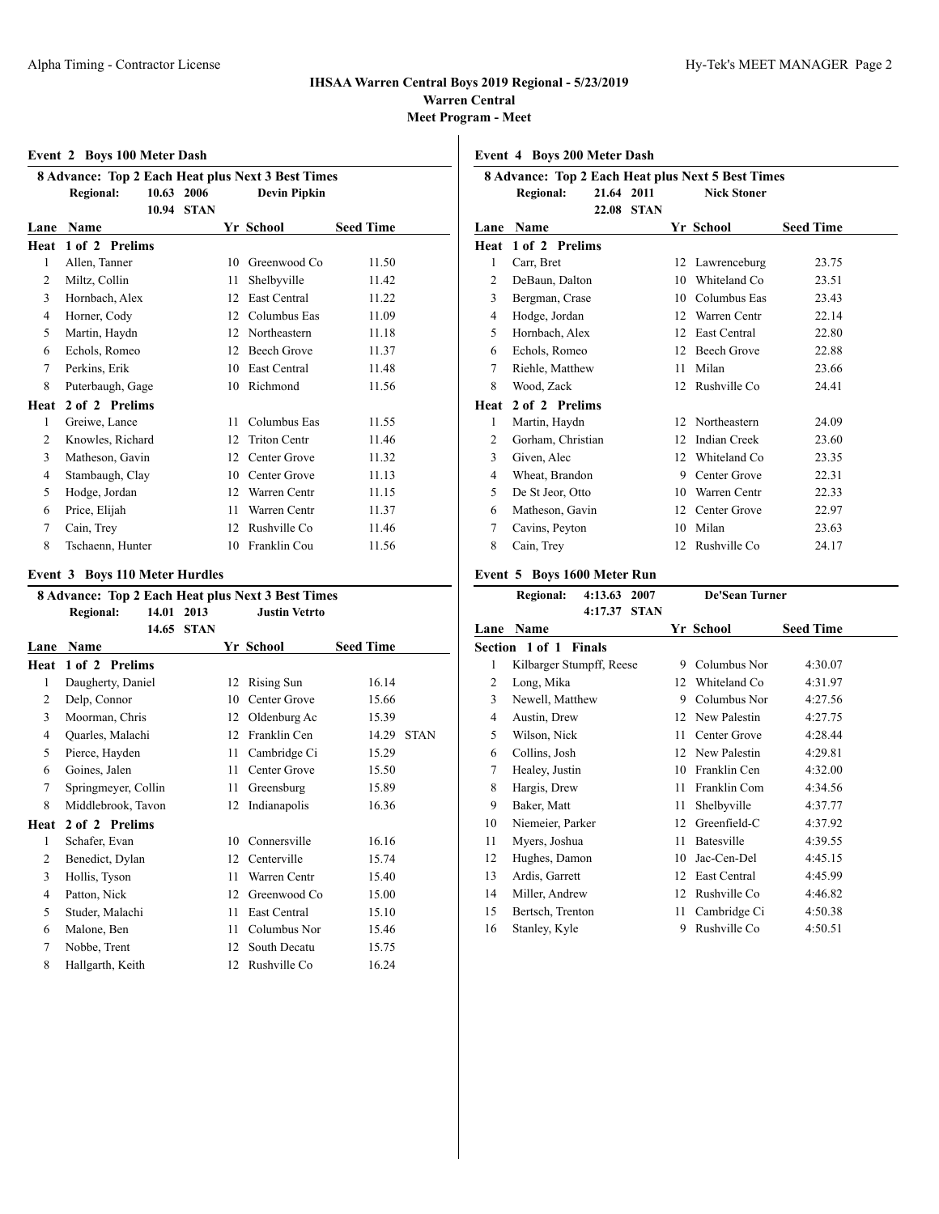# IHSAA Warren Central Boys 2019 Regional - 5/23/2019

## Warren Central

## Meet Program - Meet

### Event 2 Boys 100 Meter Dash

**8 Advance: Top 2 Each Heat plus Next 3 Best Times**

Regional: 10.63 2006 Devin Pipkin
10.94 STAN

| Lane | Name | Yr | School | Seed Time |
|---|---|---|---|---|
| **Heat 1 of 2 Prelims** | | | | |
| 1 | Allen, Tanner | 10 | Greenwood Co | 11.50 |
| 2 | Miltz, Collin | 11 | Shelbyville | 11.42 |
| 3 | Hornbach, Alex | 12 | East Central | 11.22 |
| 4 | Horner, Cody | 12 | Columbus Eas | 11.09 |
| 5 | Martin, Haydn | 12 | Northeastern | 11.18 |
| 6 | Echols, Romeo | 12 | Beech Grove | 11.37 |
| 7 | Perkins, Erik | 10 | East Central | 11.48 |
| 8 | Puterbaugh, Gage | 10 | Richmond | 11.56 |
| **Heat 2 of 2 Prelims** | | | | |
| 1 | Greiwe, Lance | 11 | Columbus Eas | 11.55 |
| 2 | Knowles, Richard | 12 | Triton Centr | 11.46 |
| 3 | Matheson, Gavin | 12 | Center Grove | 11.32 |
| 4 | Stambaugh, Clay | 10 | Center Grove | 11.13 |
| 5 | Hodge, Jordan | 12 | Warren Centr | 11.15 |
| 6 | Price, Elijah | 11 | Warren Centr | 11.37 |
| 7 | Cain, Trey | 12 | Rushville Co | 11.46 |
| 8 | Tschaenn, Hunter | 10 | Franklin Cou | 11.56 |

### Event 3 Boys 110 Meter Hurdles

**8 Advance: Top 2 Each Heat plus Next 3 Best Times**

Regional: 14.01 2013 Justin Vetrto
14.65 STAN

| Lane | Name | Yr | School | Seed Time | |
|---|---|---|---|---|---|
| **Heat 1 of 2 Prelims** | | | | | |
| 1 | Daugherty, Daniel | 12 | Rising Sun | 16.14 | |
| 2 | Delp, Connor | 10 | Center Grove | 15.66 | |
| 3 | Moorman, Chris | 12 | Oldenburg Ac | 15.39 | |
| 4 | Quarles, Malachi | 12 | Franklin Cen | 14.29 | STAN |
| 5 | Pierce, Hayden | 11 | Cambridge Ci | 15.29 | |
| 6 | Goines, Jalen | 11 | Center Grove | 15.50 | |
| 7 | Springmeyer, Collin | 11 | Greensburg | 15.89 | |
| 8 | Middlebrook, Tavon | 12 | Indianapolis | 16.36 | |
| **Heat 2 of 2 Prelims** | | | | | |
| 1 | Schafer, Evan | 10 | Connersville | 16.16 | |
| 2 | Benedict, Dylan | 12 | Centerville | 15.74 | |
| 3 | Hollis, Tyson | 11 | Warren Centr | 15.40 | |
| 4 | Patton, Nick | 12 | Greenwood Co | 15.00 | |
| 5 | Studer, Malachi | 11 | East Central | 15.10 | |
| 6 | Malone, Ben | 11 | Columbus Nor | 15.46 | |
| 7 | Nobbe, Trent | 12 | South Decatu | 15.75 | |
| 8 | Hallgarth, Keith | 12 | Rushville Co | 16.24 | |

### Event 4 Boys 200 Meter Dash

**8 Advance: Top 2 Each Heat plus Next 5 Best Times**

Regional: 21.64 2011 Nick Stoner
22.08 STAN

| Lane | Name | Yr | School | Seed Time |
|---|---|---|---|---|
| **Heat 1 of 2 Prelims** | | | | |
| 1 | Carr, Bret | 12 | Lawrenceburg | 23.75 |
| 2 | DeBaun, Dalton | 10 | Whiteland Co | 23.51 |
| 3 | Bergman, Crase | 10 | Columbus Eas | 23.43 |
| 4 | Hodge, Jordan | 12 | Warren Centr | 22.14 |
| 5 | Hornbach, Alex | 12 | East Central | 22.80 |
| 6 | Echols, Romeo | 12 | Beech Grove | 22.88 |
| 7 | Riehle, Matthew | 11 | Milan | 23.66 |
| 8 | Wood, Zack | 12 | Rushville Co | 24.41 |
| **Heat 2 of 2 Prelims** | | | | |
| 1 | Martin, Haydn | 12 | Northeastern | 24.09 |
| 2 | Gorham, Christian | 12 | Indian Creek | 23.60 |
| 3 | Given, Alec | 12 | Whiteland Co | 23.35 |
| 4 | Wheat, Brandon | 9 | Center Grove | 22.31 |
| 5 | De St Jeor, Otto | 10 | Warren Centr | 22.33 |
| 6 | Matheson, Gavin | 12 | Center Grove | 22.97 |
| 7 | Cavins, Peyton | 10 | Milan | 23.63 |
| 8 | Cain, Trey | 12 | Rushville Co | 24.17 |

### Event 5 Boys 1600 Meter Run

Regional: 4:13.63 2007 De'Sean Turner
4:17.37 STAN

| Lane | Name | Yr | School | Seed Time |
|---|---|---|---|---|
| **Section 1 of 1 Finals** | | | | |
| 1 | Kilbarger Stumpff, Reese | 9 | Columbus Nor | 4:30.07 |
| 2 | Long, Mika | 12 | Whiteland Co | 4:31.97 |
| 3 | Newell, Matthew | 9 | Columbus Nor | 4:27.56 |
| 4 | Austin, Drew | 12 | New Palestin | 4:27.75 |
| 5 | Wilson, Nick | 11 | Center Grove | 4:28.44 |
| 6 | Collins, Josh | 12 | New Palestin | 4:29.81 |
| 7 | Healey, Justin | 10 | Franklin Cen | 4:32.00 |
| 8 | Hargis, Drew | 11 | Franklin Com | 4:34.56 |
| 9 | Baker, Matt | 11 | Shelbyville | 4:37.77 |
| 10 | Niemeier, Parker | 12 | Greenfield-C | 4:37.92 |
| 11 | Myers, Joshua | 11 | Batesville | 4:39.55 |
| 12 | Hughes, Damon | 10 | Jac-Cen-Del | 4:45.15 |
| 13 | Ardis, Garrett | 12 | East Central | 4:45.99 |
| 14 | Miller, Andrew | 12 | Rushville Co | 4:46.82 |
| 15 | Bertsch, Trenton | 11 | Cambridge Ci | 4:50.38 |
| 16 | Stanley, Kyle | 9 | Rushville Co | 4:50.51 |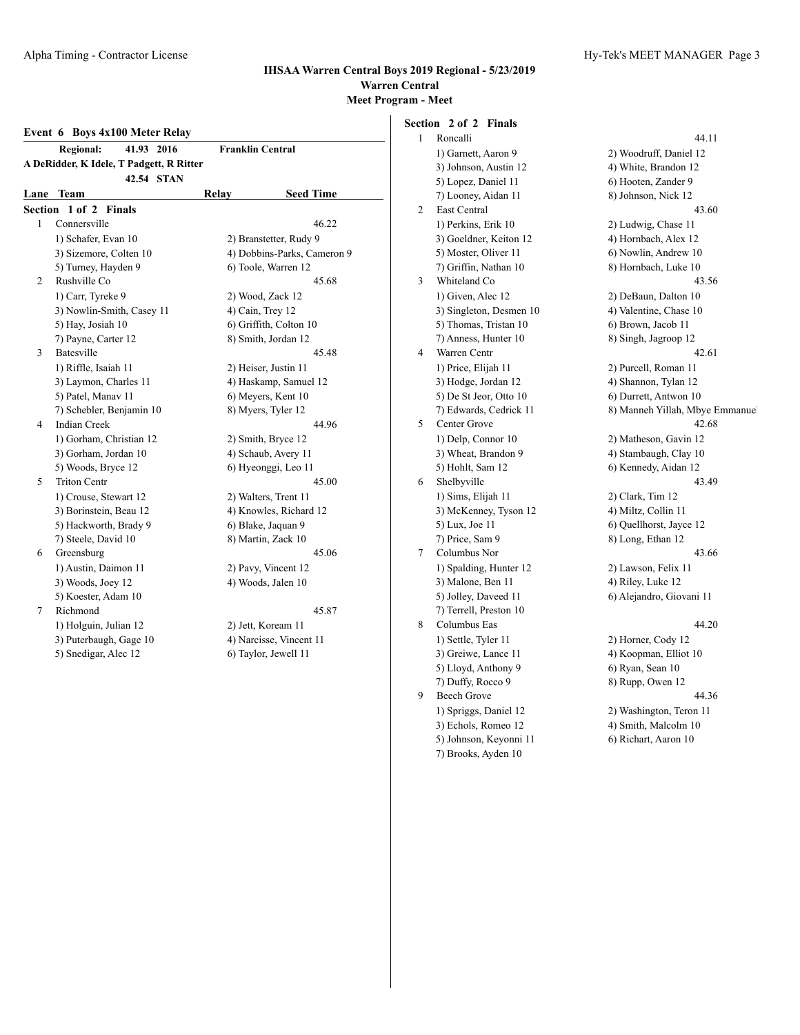# IHSAA Warren Central Boys 2019 Regional - 5/23/2019

**Warren Central**

**Meet Program - Meet**

### Event 6 Boys 4x100 Meter Relay

**Regional:** 41.93 2016 **Franklin Central**
**A DeRidder, K Idele, T Padgett, R Ritter**
42.54 STAN

| Lane | Team | Relay | Seed Time |
|---|---|---|---|

**Section 1 of 2 Finals**

1 Connersville — 46.22
- 1) Schafer, Evan 10
- 2) Branstetter, Rudy 9
- 3) Sizemore, Colten 10
- 4) Dobbins-Parks, Cameron 9
- 5) Turney, Hayden 9
- 6) Toole, Warren 12

2 Rushville Co — 45.68
- 1) Carr, Tyreke 9
- 2) Wood, Zack 12
- 3) Nowlin-Smith, Casey 11
- 4) Cain, Trey 12
- 5) Hay, Josiah 10
- 6) Griffith, Colton 10
- 7) Payne, Carter 12
- 8) Smith, Jordan 12

3 Batesville — 45.48
- 1) Riffle, Isaiah 11
- 2) Heiser, Justin 11
- 3) Laymon, Charles 11
- 4) Haskamp, Samuel 12
- 5) Patel, Manav 11
- 6) Meyers, Kent 10
- 7) Schebler, Benjamin 10
- 8) Myers, Tyler 12

4 Indian Creek — 44.96
- 1) Gorham, Christian 12
- 2) Smith, Bryce 12
- 3) Gorham, Jordan 10
- 4) Schaub, Avery 11
- 5) Woods, Bryce 12
- 6) Hyeonggi, Leo 11

5 Triton Centr — 45.00
- 1) Crouse, Stewart 12
- 2) Walters, Trent 11
- 3) Borinstein, Beau 12
- 4) Knowles, Richard 12
- 5) Hackworth, Brady 9
- 6) Blake, Jaquan 9
- 7) Steele, David 10
- 8) Martin, Zack 10

6 Greensburg — 45.06
- 1) Austin, Daimon 11
- 2) Pavy, Vincent 12
- 3) Woods, Joey 12
- 4) Woods, Jalen 10
- 5) Koester, Adam 10

7 Richmond — 45.87
- 1) Holguin, Julian 12
- 2) Jett, Koream 11
- 3) Puterbaugh, Gage 10
- 4) Narcisse, Vincent 11
- 5) Snedigar, Alec 12
- 6) Taylor, Jewell 11

**Section 2 of 2 Finals**

1 Roncalli — 44.11
- 1) Garnett, Aaron 9
- 2) Woodruff, Daniel 12
- 3) Johnson, Austin 12
- 4) White, Brandon 12
- 5) Lopez, Daniel 11
- 6) Hooten, Zander 9
- 7) Looney, Aidan 11
- 8) Johnson, Nick 12

2 East Central — 43.60
- 1) Perkins, Erik 10
- 2) Ludwig, Chase 11
- 3) Goeldner, Keiton 12
- 4) Hornbach, Alex 12
- 5) Moster, Oliver 11
- 6) Nowlin, Andrew 10
- 7) Griffin, Nathan 10
- 8) Hornbach, Luke 10

3 Whiteland Co — 43.56
- 1) Given, Alec 12
- 2) DeBaun, Dalton 10
- 3) Singleton, Desmen 10
- 4) Valentine, Chase 10
- 5) Thomas, Tristan 10
- 6) Brown, Jacob 11
- 7) Anness, Hunter 10
- 8) Singh, Jagroop 12

4 Warren Centr — 42.61
- 1) Price, Elijah 11
- 2) Purcell, Roman 11
- 3) Hodge, Jordan 12
- 4) Shannon, Tylan 12
- 5) De St Jeor, Otto 10
- 6) Durrett, Antwon 10
- 7) Edwards, Cedrick 11
- 8) Manneh Yillah, Mbye Emmanuel

5 Center Grove — 42.68
- 1) Delp, Connor 10
- 2) Matheson, Gavin 12
- 3) Wheat, Brandon 9
- 4) Stambaugh, Clay 10
- 5) Hohlt, Sam 12
- 6) Kennedy, Aidan 12

6 Shelbyville — 43.49
- 1) Sims, Elijah 11
- 2) Clark, Tim 12
- 3) McKenney, Tyson 12
- 4) Miltz, Collin 11
- 5) Lux, Joe 11
- 6) Quellhorst, Jayce 12
- 7) Price, Sam 9
- 8) Long, Ethan 12

7 Columbus Nor — 43.66
- 1) Spalding, Hunter 12
- 2) Lawson, Felix 11
- 3) Malone, Ben 11
- 4) Riley, Luke 12
- 5) Jolley, Daveed 11
- 6) Alejandro, Giovani 11
- 7) Terrell, Preston 10

8 Columbus Eas — 44.20
- 1) Settle, Tyler 11
- 2) Horner, Cody 12
- 3) Greiwe, Lance 11
- 4) Koopman, Elliot 10
- 5) Lloyd, Anthony 9
- 6) Ryan, Sean 10
- 7) Duffy, Rocco 9
- 8) Rupp, Owen 12

9 Beech Grove — 44.36
- 1) Spriggs, Daniel 12
- 2) Washington, Teron 11
- 3) Echols, Romeo 12
- 4) Smith, Malcolm 10
- 5) Johnson, Keyonni 11
- 6) Richart, Aaron 10
- 7) Brooks, Ayden 10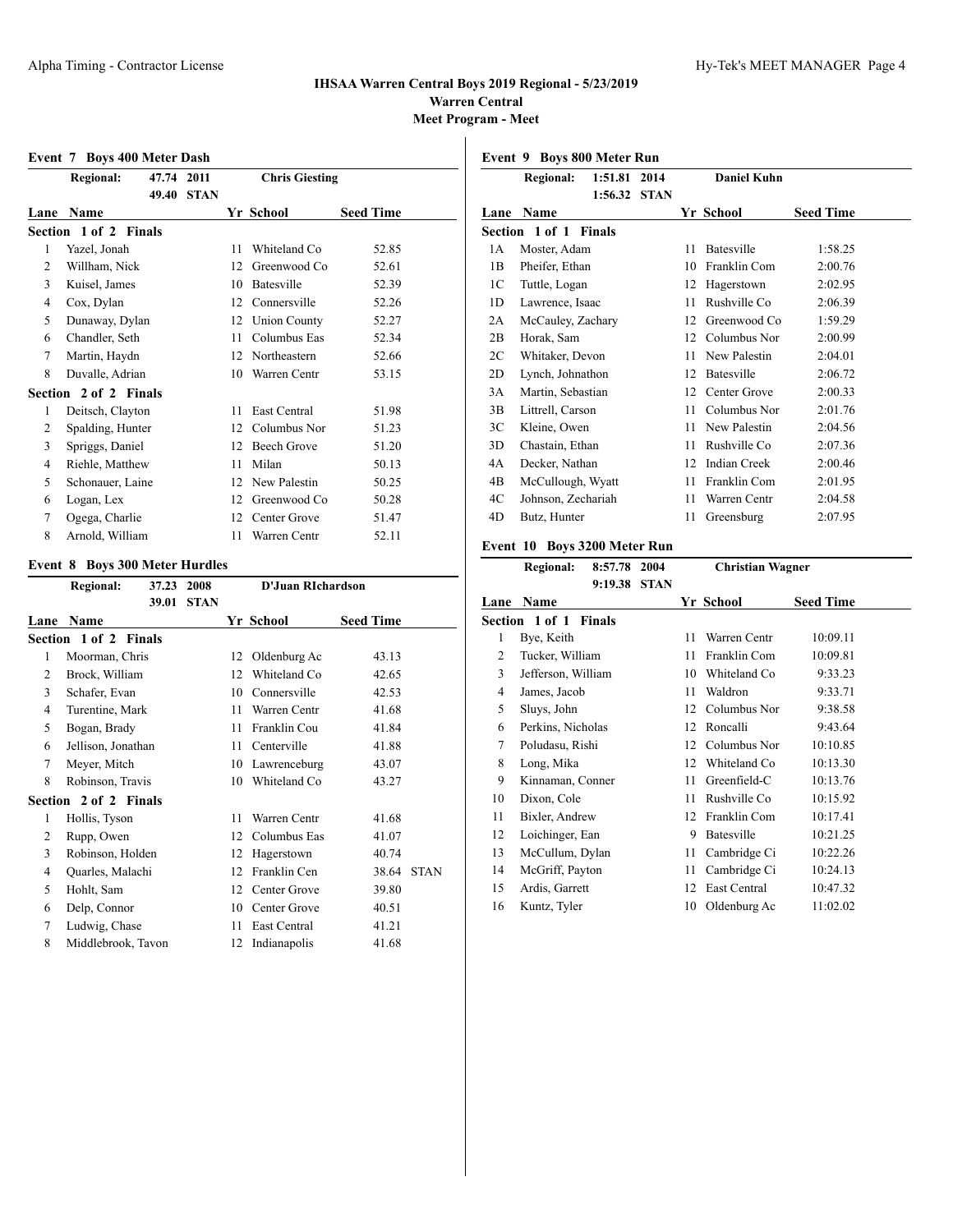# IHSAA Warren Central Boys 2019 Regional - 5/23/2019

## Warren Central

### Meet Program - Meet

**Event 7 Boys 400 Meter Dash**

| | Regional: | 47.74 2011 | Chris Giesting |
|---|---|---|---|
| | | 49.40 STAN | |

| Lane | Name | Yr | School | Seed Time |
|---|---|---|---|---|
| **Section 1 of 2 Finals** | | | | |
| 1 | Yazel, Jonah | 11 | Whiteland Co | 52.85 |
| 2 | Willham, Nick | 12 | Greenwood Co | 52.61 |
| 3 | Kuisel, James | 10 | Batesville | 52.39 |
| 4 | Cox, Dylan | 12 | Connersville | 52.26 |
| 5 | Dunaway, Dylan | 12 | Union County | 52.27 |
| 6 | Chandler, Seth | 11 | Columbus Eas | 52.34 |
| 7 | Martin, Haydn | 12 | Northeastern | 52.66 |
| 8 | Duvalle, Adrian | 10 | Warren Centr | 53.15 |
| **Section 2 of 2 Finals** | | | | |
| 1 | Deitsch, Clayton | 11 | East Central | 51.98 |
| 2 | Spalding, Hunter | 12 | Columbus Nor | 51.23 |
| 3 | Spriggs, Daniel | 12 | Beech Grove | 51.20 |
| 4 | Riehle, Matthew | 11 | Milan | 50.13 |
| 5 | Schonauer, Laine | 12 | New Palestin | 50.25 |
| 6 | Logan, Lex | 12 | Greenwood Co | 50.28 |
| 7 | Ogega, Charlie | 12 | Center Grove | 51.47 |
| 8 | Arnold, William | 11 | Warren Centr | 52.11 |

**Event 8 Boys 300 Meter Hurdles**

| | Regional: | 37.23 2008 | D'Juan RIchardson |
|---|---|---|---|
| | | 39.01 STAN | |

| Lane | Name | Yr | School | Seed Time | |
|---|---|---|---|---|---|
| **Section 1 of 2 Finals** | | | | | |
| 1 | Moorman, Chris | 12 | Oldenburg Ac | 43.13 | |
| 2 | Brock, William | 12 | Whiteland Co | 42.65 | |
| 3 | Schafer, Evan | 10 | Connersville | 42.53 | |
| 4 | Turentine, Mark | 11 | Warren Centr | 41.68 | |
| 5 | Bogan, Brady | 11 | Franklin Cou | 41.84 | |
| 6 | Jellison, Jonathan | 11 | Centerville | 41.88 | |
| 7 | Meyer, Mitch | 10 | Lawrenceburg | 43.07 | |
| 8 | Robinson, Travis | 10 | Whiteland Co | 43.27 | |
| **Section 2 of 2 Finals** | | | | | |
| 1 | Hollis, Tyson | 11 | Warren Centr | 41.68 | |
| 2 | Rupp, Owen | 12 | Columbus Eas | 41.07 | |
| 3 | Robinson, Holden | 12 | Hagerstown | 40.74 | |
| 4 | Quarles, Malachi | 12 | Franklin Cen | 38.64 | STAN |
| 5 | Hohlt, Sam | 12 | Center Grove | 39.80 | |
| 6 | Delp, Connor | 10 | Center Grove | 40.51 | |
| 7 | Ludwig, Chase | 11 | East Central | 41.21 | |
| 8 | Middlebrook, Tavon | 12 | Indianapolis | 41.68 | |

**Event 9 Boys 800 Meter Run**

| | Regional: | 1:51.81 2014 | Daniel Kuhn |
|---|---|---|---|
| | | 1:56.32 STAN | |

| Lane | Name | Yr | School | Seed Time |
|---|---|---|---|---|
| **Section 1 of 1 Finals** | | | | |
| 1A | Moster, Adam | 11 | Batesville | 1:58.25 |
| 1B | Pheifer, Ethan | 10 | Franklin Com | 2:00.76 |
| 1C | Tuttle, Logan | 12 | Hagerstown | 2:02.95 |
| 1D | Lawrence, Isaac | 11 | Rushville Co | 2:06.39 |
| 2A | McCauley, Zachary | 12 | Greenwood Co | 1:59.29 |
| 2B | Horak, Sam | 12 | Columbus Nor | 2:00.99 |
| 2C | Whitaker, Devon | 11 | New Palestin | 2:04.01 |
| 2D | Lynch, Johnathon | 12 | Batesville | 2:06.72 |
| 3A | Martin, Sebastian | 12 | Center Grove | 2:00.33 |
| 3B | Littrell, Carson | 11 | Columbus Nor | 2:01.76 |
| 3C | Kleine, Owen | 11 | New Palestin | 2:04.56 |
| 3D | Chastain, Ethan | 11 | Rushville Co | 2:07.36 |
| 4A | Decker, Nathan | 12 | Indian Creek | 2:00.46 |
| 4B | McCullough, Wyatt | 11 | Franklin Com | 2:01.95 |
| 4C | Johnson, Zechariah | 11 | Warren Centr | 2:04.58 |
| 4D | Butz, Hunter | 11 | Greensburg | 2:07.95 |

**Event 10 Boys 3200 Meter Run**

| | Regional: | 8:57.78 2004 | Christian Wagner |
|---|---|---|---|
| | | 9:19.38 STAN | |

| Lane | Name | Yr | School | Seed Time |
|---|---|---|---|---|
| **Section 1 of 1 Finals** | | | | |
| 1 | Bye, Keith | 11 | Warren Centr | 10:09.11 |
| 2 | Tucker, William | 11 | Franklin Com | 10:09.81 |
| 3 | Jefferson, William | 10 | Whiteland Co | 9:33.23 |
| 4 | James, Jacob | 11 | Waldron | 9:33.71 |
| 5 | Sluys, John | 12 | Columbus Nor | 9:38.58 |
| 6 | Perkins, Nicholas | 12 | Roncalli | 9:43.64 |
| 7 | Poludasu, Rishi | 12 | Columbus Nor | 10:10.85 |
| 8 | Long, Mika | 12 | Whiteland Co | 10:13.30 |
| 9 | Kinnaman, Conner | 11 | Greenfield-C | 10:13.76 |
| 10 | Dixon, Cole | 11 | Rushville Co | 10:15.92 |
| 11 | Bixler, Andrew | 12 | Franklin Com | 10:17.41 |
| 12 | Loichinger, Ean | 9 | Batesville | 10:21.25 |
| 13 | McCullum, Dylan | 11 | Cambridge Ci | 10:22.26 |
| 14 | McGriff, Payton | 11 | Cambridge Ci | 10:24.13 |
| 15 | Ardis, Garrett | 12 | East Central | 10:47.32 |
| 16 | Kuntz, Tyler | 10 | Oldenburg Ac | 11:02.02 |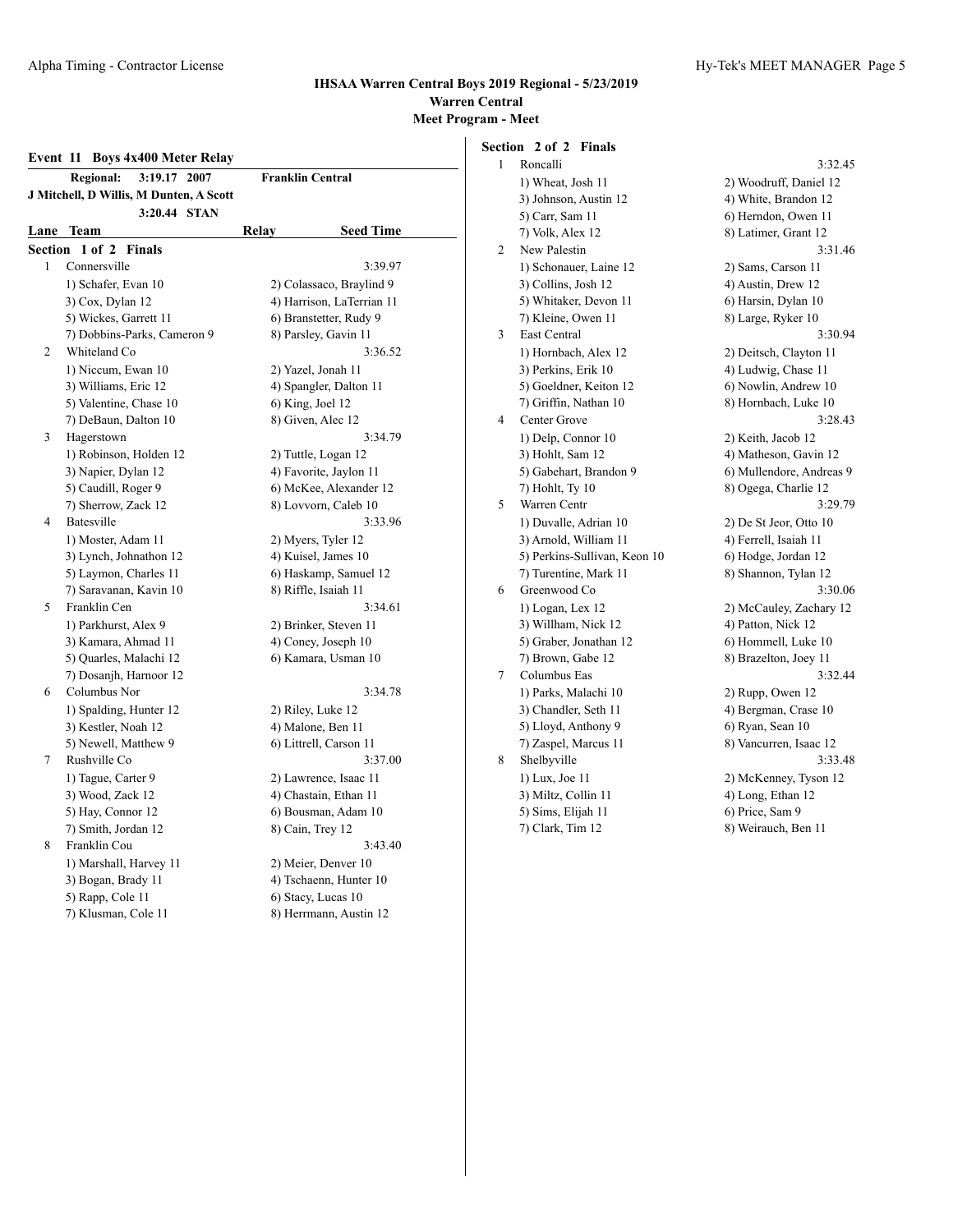# IHSAA Warren Central Boys 2019 Regional - 5/23/2019
## Warren Central
## Meet Program - Meet

### Event 11 Boys 4x400 Meter Relay

**Regional:** 3:19.17 2007 **Franklin Central**
J Mitchell, D Willis, M Dunten, A Scott
3:20.44 STAN

| Lane | Team | Relay | Seed Time |
|---|---|---|---|

**Section 1 of 2 Finals**

1 Connersville — 3:39.97
1) Schafer, Evan 10; 2) Colassaco, Braylind 9; 3) Cox, Dylan 12; 4) Harrison, LaTerrian 11; 5) Wickes, Garrett 11; 6) Branstetter, Rudy 9; 7) Dobbins-Parks, Cameron 9; 8) Parsley, Gavin 11

2 Whiteland Co — 3:36.52
1) Niccum, Ewan 10; 2) Yazel, Jonah 11; 3) Williams, Eric 12; 4) Spangler, Dalton 11; 5) Valentine, Chase 10; 6) King, Joel 12; 7) DeBaun, Dalton 10; 8) Given, Alec 12

3 Hagerstown — 3:34.79
1) Robinson, Holden 12; 2) Tuttle, Logan 12; 3) Napier, Dylan 12; 4) Favorite, Jaylon 11; 5) Caudill, Roger 9; 6) McKee, Alexander 12; 7) Sherrow, Zack 12; 8) Lovvorn, Caleb 10

4 Batesville — 3:33.96
1) Moster, Adam 11; 2) Myers, Tyler 12; 3) Lynch, Johnathon 12; 4) Kuisel, James 10; 5) Laymon, Charles 11; 6) Haskamp, Samuel 12; 7) Saravanan, Kavin 10; 8) Riffle, Isaiah 11

5 Franklin Cen — 3:34.61
1) Parkhurst, Alex 9; 2) Brinker, Steven 11; 3) Kamara, Ahmad 11; 4) Coney, Joseph 10; 5) Quarles, Malachi 12; 6) Kamara, Usman 10; 7) Dosanjh, Harnoor 12

6 Columbus Nor — 3:34.78
1) Spalding, Hunter 12; 2) Riley, Luke 12; 3) Kestler, Noah 12; 4) Malone, Ben 11; 5) Newell, Matthew 9; 6) Littrell, Carson 11

7 Rushville Co — 3:37.00
1) Tague, Carter 9; 2) Lawrence, Isaac 11; 3) Wood, Zack 12; 4) Chastain, Ethan 11; 5) Hay, Connor 12; 6) Bousman, Adam 10; 7) Smith, Jordan 12; 8) Cain, Trey 12

8 Franklin Cou — 3:43.40
1) Marshall, Harvey 11; 2) Meier, Denver 10; 3) Bogan, Brady 11; 4) Tschaenn, Hunter 10; 5) Rapp, Cole 11; 6) Stacy, Lucas 10; 7) Klusman, Cole 11; 8) Herrmann, Austin 12

**Section 2 of 2 Finals**

1 Roncalli — 3:32.45
1) Wheat, Josh 11; 2) Woodruff, Daniel 12; 3) Johnson, Austin 12; 4) White, Brandon 12; 5) Carr, Sam 11; 6) Herndon, Owen 11; 7) Volk, Alex 12; 8) Latimer, Grant 12

2 New Palestin — 3:31.46
1) Schonauer, Laine 12; 2) Sams, Carson 11; 3) Collins, Josh 12; 4) Austin, Drew 12; 5) Whitaker, Devon 11; 6) Harsin, Dylan 10; 7) Kleine, Owen 11; 8) Large, Ryker 10

3 East Central — 3:30.94
1) Hornbach, Alex 12; 2) Deitsch, Clayton 11; 3) Perkins, Erik 10; 4) Ludwig, Chase 11; 5) Goeldner, Keiton 12; 6) Nowlin, Andrew 10; 7) Griffin, Nathan 10; 8) Hornbach, Luke 10

4 Center Grove — 3:28.43
1) Delp, Connor 10; 2) Keith, Jacob 12; 3) Hohlt, Sam 12; 4) Matheson, Gavin 12; 5) Gabehart, Brandon 9; 6) Mullendore, Andreas 9; 7) Hohlt, Ty 10; 8) Ogega, Charlie 12

5 Warren Centr — 3:29.79
1) Duvalle, Adrian 10; 2) De St Jeor, Otto 10; 3) Arnold, William 11; 4) Ferrell, Isaiah 11; 5) Perkins-Sullivan, Keon 10; 6) Hodge, Jordan 12; 7) Turentine, Mark 11; 8) Shannon, Tylan 12

6 Greenwood Co — 3:30.06
1) Logan, Lex 12; 2) McCauley, Zachary 12; 3) Willham, Nick 12; 4) Patton, Nick 12; 5) Graber, Jonathan 12; 6) Hommell, Luke 10; 7) Brown, Gabe 12; 8) Brazelton, Joey 11

7 Columbus Eas — 3:32.44
1) Parks, Malachi 10; 2) Rupp, Owen 12; 3) Chandler, Seth 11; 4) Bergman, Crase 10; 5) Lloyd, Anthony 9; 6) Ryan, Sean 10; 7) Zaspel, Marcus 11; 8) Vancurren, Isaac 12

8 Shelbyville — 3:33.48
1) Lux, Joe 11; 2) McKenney, Tyson 12; 3) Miltz, Collin 11; 4) Long, Ethan 12; 5) Sims, Elijah 11; 6) Price, Sam 9; 7) Clark, Tim 12; 8) Weirauch, Ben 11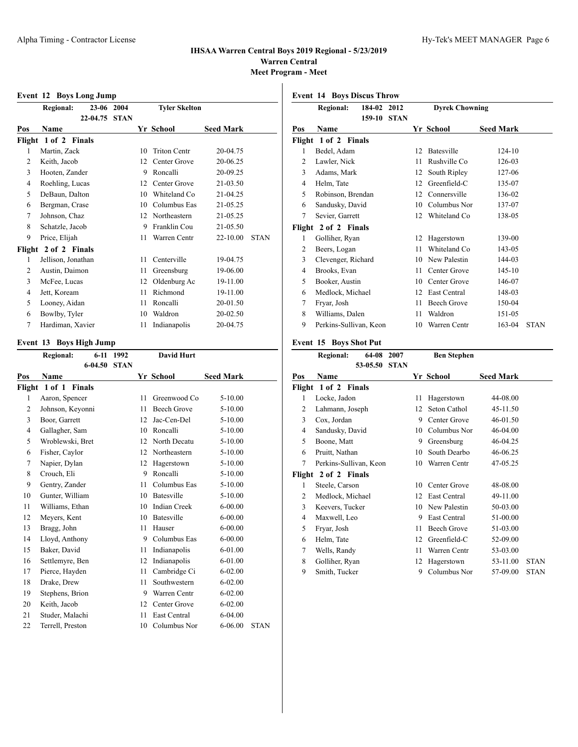## IHSAA Warren Central Boys 2019 Regional - 5/23/2019

**Warren Central**

**Meet Program - Meet**

### Event 12 Boys Long Jump

| | Regional: | 23-06 2004 | | Tyler Skelton | | |
|---|---|---|---|---|---|---|
| | | 22-04.75 STAN | | | | |
| **Pos** | **Name** | | **Yr** | **School** | **Seed Mark** | |
| **Flight 1 of 2 Finals** | | | | | | |
| 1 | Martin, Zack | | 10 | Triton Centr | 20-04.75 | |
| 2 | Keith, Jacob | | 12 | Center Grove | 20-06.25 | |
| 3 | Hooten, Zander | | 9 | Roncalli | 20-09.25 | |
| 4 | Roehling, Lucas | | 12 | Center Grove | 21-03.50 | |
| 5 | DeBaun, Dalton | | 10 | Whiteland Co | 21-04.25 | |
| 6 | Bergman, Crase | | 10 | Columbus Eas | 21-05.25 | |
| 7 | Johnson, Chaz | | 12 | Northeastern | 21-05.25 | |
| 8 | Schatzle, Jacob | | 9 | Franklin Cou | 21-05.50 | |
| 9 | Price, Elijah | | 11 | Warren Centr | 22-10.00 | STAN |
| **Flight 2 of 2 Finals** | | | | | | |
| 1 | Jellison, Jonathan | | 11 | Centerville | 19-04.75 | |
| 2 | Austin, Daimon | | 11 | Greensburg | 19-06.00 | |
| 3 | McFee, Lucas | | 12 | Oldenburg Ac | 19-11.00 | |
| 4 | Jett, Koream | | 11 | Richmond | 19-11.00 | |
| 5 | Looney, Aidan | | 11 | Roncalli | 20-01.50 | |
| 6 | Bowlby, Tyler | | 10 | Waldron | 20-02.50 | |
| 7 | Hardiman, Xavier | | 11 | Indianapolis | 20-04.75 | |

### Event 13 Boys High Jump

| | Regional: | 6-11 1992 | | David Hurt | | |
|---|---|---|---|---|---|---|
| | | 6-04.50 STAN | | | | |
| **Pos** | **Name** | | **Yr** | **School** | **Seed Mark** | |
| **Flight 1 of 1 Finals** | | | | | | |
| 1 | Aaron, Spencer | | 11 | Greenwood Co | 5-10.00 | |
| 2 | Johnson, Keyonni | | 11 | Beech Grove | 5-10.00 | |
| 3 | Boor, Garrett | | 12 | Jac-Cen-Del | 5-10.00 | |
| 4 | Gallagher, Sam | | 10 | Roncalli | 5-10.00 | |
| 5 | Wroblewski, Bret | | 12 | North Decatu | 5-10.00 | |
| 6 | Fisher, Caylor | | 12 | Northeastern | 5-10.00 | |
| 7 | Napier, Dylan | | 12 | Hagerstown | 5-10.00 | |
| 8 | Crouch, Eli | | 9 | Roncalli | 5-10.00 | |
| 9 | Gentry, Zander | | 11 | Columbus Eas | 5-10.00 | |
| 10 | Gunter, William | | 10 | Batesville | 5-10.00 | |
| 11 | Williams, Ethan | | 10 | Indian Creek | 6-00.00 | |
| 12 | Meyers, Kent | | 10 | Batesville | 6-00.00 | |
| 13 | Bragg, John | | 11 | Hauser | 6-00.00 | |
| 14 | Lloyd, Anthony | | 9 | Columbus Eas | 6-00.00 | |
| 15 | Baker, David | | 11 | Indianapolis | 6-01.00 | |
| 16 | Settlemyre, Ben | | 12 | Indianapolis | 6-01.00 | |
| 17 | Pierce, Hayden | | 11 | Cambridge Ci | 6-02.00 | |
| 18 | Drake, Drew | | 11 | Southwestern | 6-02.00 | |
| 19 | Stephens, Brion | | 9 | Warren Centr | 6-02.00 | |
| 20 | Keith, Jacob | | 12 | Center Grove | 6-02.00 | |
| 21 | Studer, Malachi | | 11 | East Central | 6-04.00 | |
| 22 | Terrell, Preston | | 10 | Columbus Nor | 6-06.00 | STAN |

### Event 14 Boys Discus Throw

| | Regional: | 184-02 2012 | | Dyrek Chowning | | |
|---|---|---|---|---|---|---|
| | | 159-10 STAN | | | | |
| **Pos** | **Name** | | **Yr** | **School** | **Seed Mark** | |
| **Flight 1 of 2 Finals** | | | | | | |
| 1 | Bedel, Adam | | 12 | Batesville | 124-10 | |
| 2 | Lawler, Nick | | 11 | Rushville Co | 126-03 | |
| 3 | Adams, Mark | | 12 | South Ripley | 127-06 | |
| 4 | Helm, Tate | | 12 | Greenfield-C | 135-07 | |
| 5 | Robinson, Brendan | | 12 | Connersville | 136-02 | |
| 6 | Sandusky, David | | 10 | Columbus Nor | 137-07 | |
| 7 | Sevier, Garrett | | 12 | Whiteland Co | 138-05 | |
| **Flight 2 of 2 Finals** | | | | | | |
| 1 | Golliher, Ryan | | 12 | Hagerstown | 139-00 | |
| 2 | Beers, Logan | | 11 | Whiteland Co | 143-05 | |
| 3 | Clevenger, Richard | | 10 | New Palestin | 144-03 | |
| 4 | Brooks, Evan | | 11 | Center Grove | 145-10 | |
| 5 | Booker, Austin | | 10 | Center Grove | 146-07 | |
| 6 | Medlock, Michael | | 12 | East Central | 148-03 | |
| 7 | Fryar, Josh | | 11 | Beech Grove | 150-04 | |
| 8 | Williams, Dalen | | 11 | Waldron | 151-05 | |
| 9 | Perkins-Sullivan, Keon | | 10 | Warren Centr | 163-04 | STAN |

### Event 15 Boys Shot Put

| | Regional: | 64-08 2007 | | Ben Stephen | | |
|---|---|---|---|---|---|---|
| | | 53-05.50 STAN | | | | |
| **Pos** | **Name** | | **Yr** | **School** | **Seed Mark** | |
| **Flight 1 of 2 Finals** | | | | | | |
| 1 | Locke, Jadon | | 11 | Hagerstown | 44-08.00 | |
| 2 | Lahmann, Joseph | | 12 | Seton Cathol | 45-11.50 | |
| 3 | Cox, Jordan | | 9 | Center Grove | 46-01.50 | |
| 4 | Sandusky, David | | 10 | Columbus Nor | 46-04.00 | |
| 5 | Boone, Matt | | 9 | Greensburg | 46-04.25 | |
| 6 | Pruitt, Nathan | | 10 | South Dearbo | 46-06.25 | |
| 7 | Perkins-Sullivan, Keon | | 10 | Warren Centr | 47-05.25 | |
| **Flight 2 of 2 Finals** | | | | | | |
| 1 | Steele, Carson | | 10 | Center Grove | 48-08.00 | |
| 2 | Medlock, Michael | | 12 | East Central | 49-11.00 | |
| 3 | Keevers, Tucker | | 10 | New Palestin | 50-03.00 | |
| 4 | Maxwell, Leo | | 9 | East Central | 51-00.00 | |
| 5 | Fryar, Josh | | 11 | Beech Grove | 51-03.00 | |
| 6 | Helm, Tate | | 12 | Greenfield-C | 52-09.00 | |
| 7 | Wells, Randy | | 11 | Warren Centr | 53-03.00 | |
| 8 | Golliher, Ryan | | 12 | Hagerstown | 53-11.00 | STAN |
| 9 | Smith, Tucker | | 9 | Columbus Nor | 57-09.00 | STAN |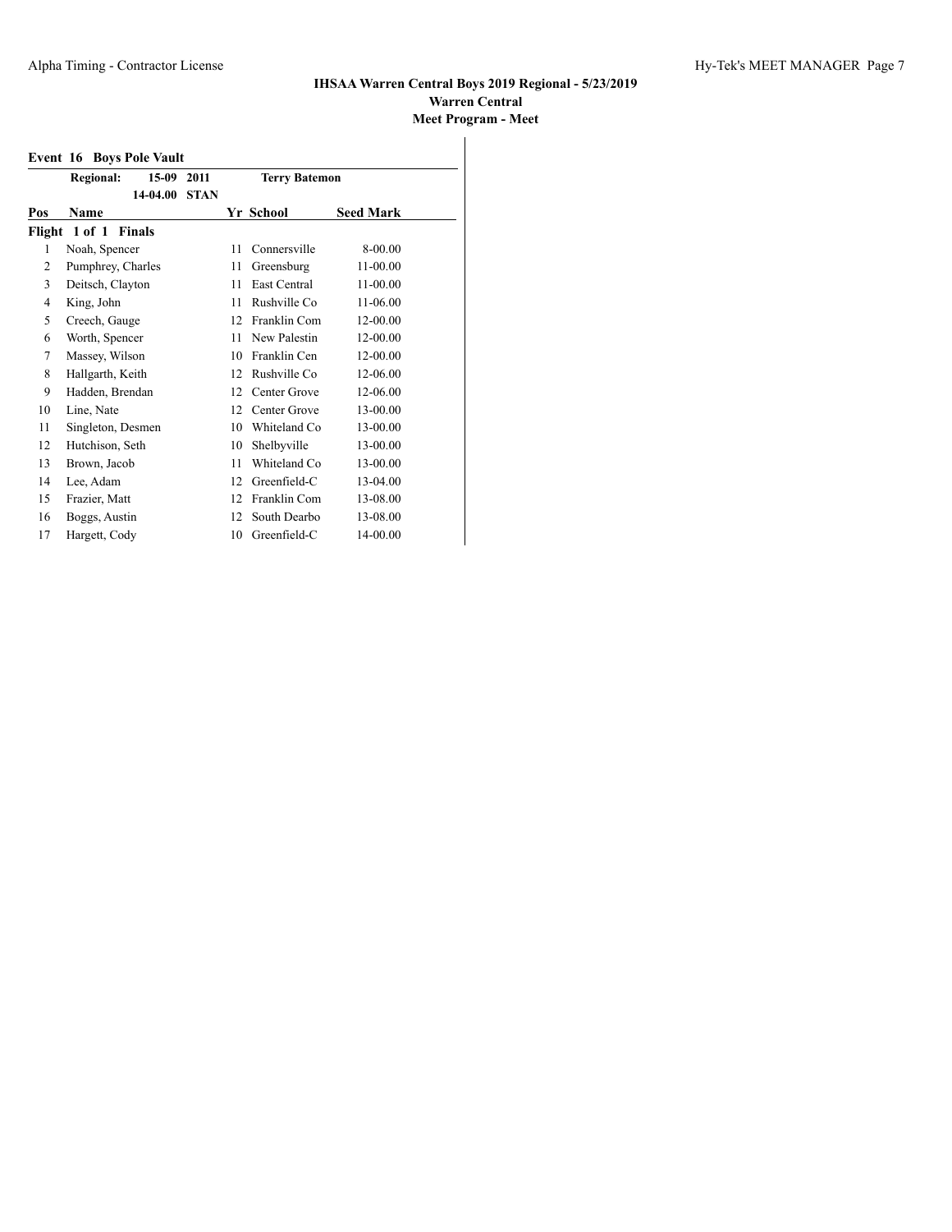**IHSAA Warren Central Boys 2019 Regional - 5/23/2019**
**Warren Central**
**Meet Program - Meet**

### Event 16 Boys Pole Vault

| | | | |
|---|---|---|---|
| **Regional:** | **15-09** | **2011** | **Terry Batemon** |
| | **14-04.00** | **STAN** | |

| Pos | Name | Yr | School | Seed Mark |
|---|---|---|---|---|
| **Flight 1 of 1 Finals** | | | | |
| 1 | Noah, Spencer | 11 | Connersville | 8-00.00 |
| 2 | Pumphrey, Charles | 11 | Greensburg | 11-00.00 |
| 3 | Deitsch, Clayton | 11 | East Central | 11-00.00 |
| 4 | King, John | 11 | Rushville Co | 11-06.00 |
| 5 | Creech, Gauge | 12 | Franklin Com | 12-00.00 |
| 6 | Worth, Spencer | 11 | New Palestin | 12-00.00 |
| 7 | Massey, Wilson | 10 | Franklin Cen | 12-00.00 |
| 8 | Hallgarth, Keith | 12 | Rushville Co | 12-06.00 |
| 9 | Hadden, Brendan | 12 | Center Grove | 12-06.00 |
| 10 | Line, Nate | 12 | Center Grove | 13-00.00 |
| 11 | Singleton, Desmen | 10 | Whiteland Co | 13-00.00 |
| 12 | Hutchison, Seth | 10 | Shelbyville | 13-00.00 |
| 13 | Brown, Jacob | 11 | Whiteland Co | 13-00.00 |
| 14 | Lee, Adam | 12 | Greenfield-C | 13-04.00 |
| 15 | Frazier, Matt | 12 | Franklin Com | 13-08.00 |
| 16 | Boggs, Austin | 12 | South Dearbo | 13-08.00 |
| 17 | Hargett, Cody | 10 | Greenfield-C | 14-00.00 |